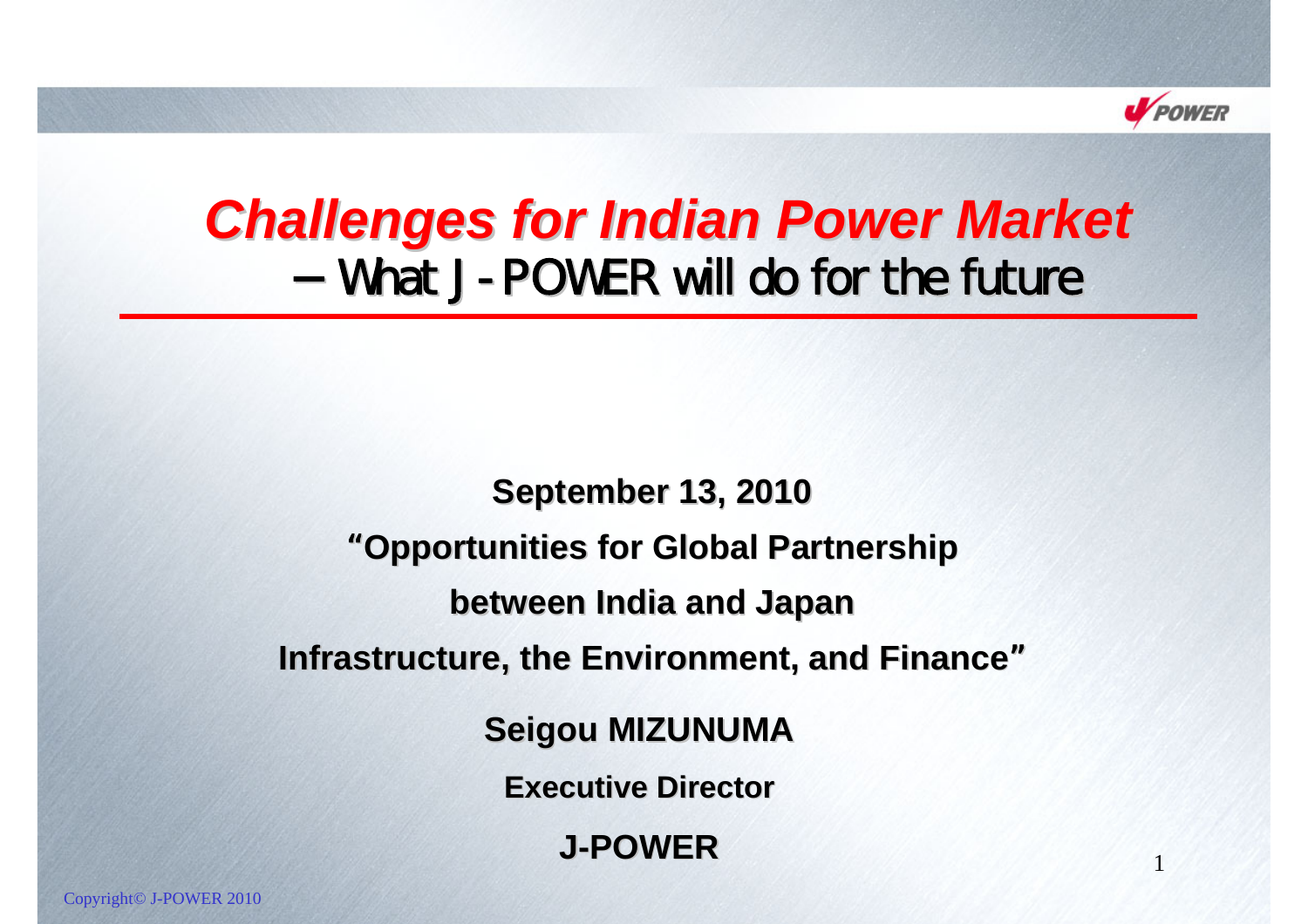# *Challenges for Indian Power Market*

## – What J-POWER will do for the future

**September 13, 2010**

**"Opportunities for Global Partnership**

**between India and Japan**

**Infrastructure, the Environment, and Finance"**

**Seigou MIZUNUMA**

**Executive Director**

**J-POWER**

Copyright© J-POWER 2010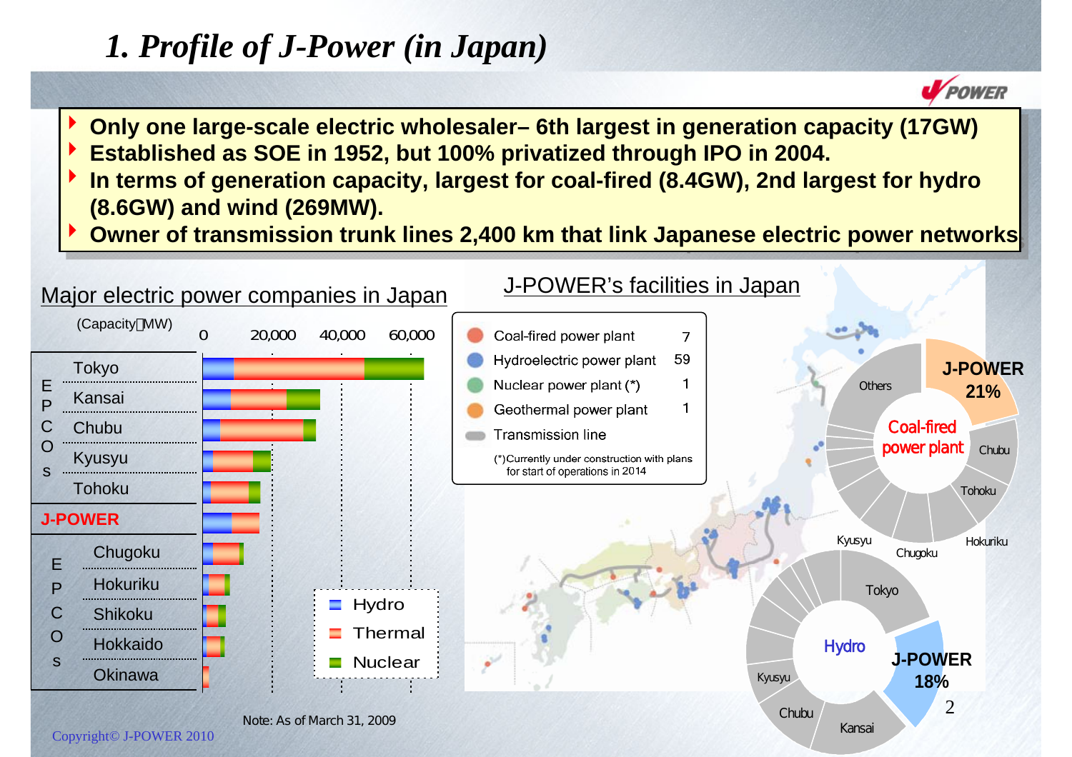# 1. Profile of J-Power (in Japan)

- **Only one large-scale electric wholesaler– 6th largest in generation capacity (17GW)**
- **Established as SOE in 1952, but 100% privatized through IPO in 2004.**
- **In terms of generation capacity, largest for coal-fired (8.4GW), 2nd largest for hydro (8.6GW) and wind (269MW).**
- **Owner of transmission trunk lines 2,400 km that link Japanese electric power networks**

## Major electric power companies in Japan

(Capacity：MW)

EPCOs: Tokyo, Kansai, Chubu, Kyusyu, Tohoku

**J-POWER**

EPCOs: Chugoku, Hokuriku, Shikoku, Hokkaido, Okinawa

Legend: Hydro, Thermal, Nuclear

Note: As of March 31, 2009

## J-POWER's facilities in Japan

| Facility | Number |
|---|---|
| Coal-fired power plant | 7 |
| Hydroelectric power plant | 59 |
| Nuclear power plant (*) | 1 |
| Geothermal power plant | 1 |
| Transmission line | |

(*)Currently under construction with plans for start of operations in 2014

Coal-fired power plant: J-POWER 21%, Chubu, Tohoku, Hokuriku, Chugoku, Kyusyu, Others

Hydro: J-POWER 18%, Tokyo, Kansai, Chubu, Kyusyu

Copyright© J-POWER 2010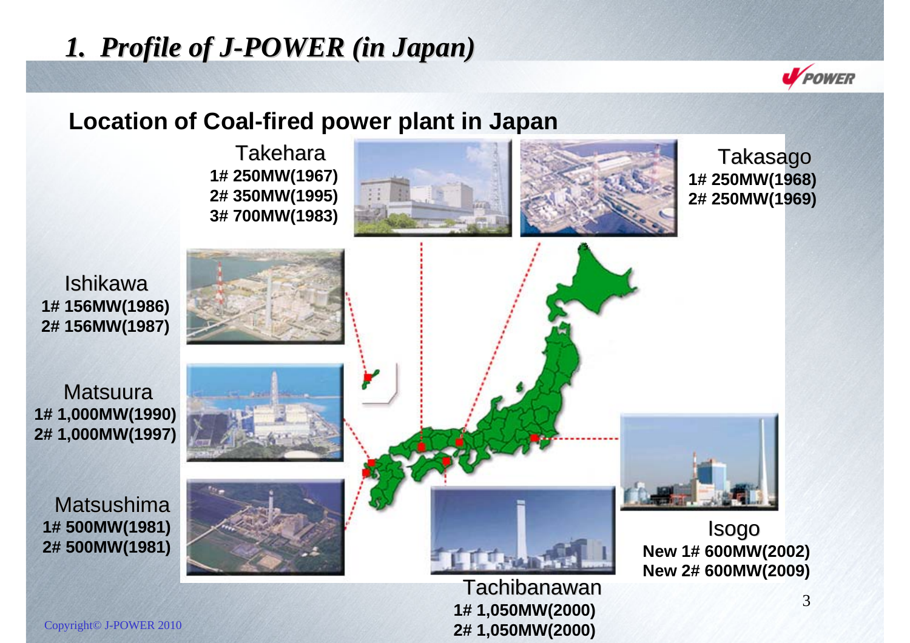# *1. Profile of J-POWER (in Japan)*

## Location of Coal-fired power plant in Japan

**Takehara**
- **1# 250MW(1967)**
- **2# 350MW(1995)**
- **3# 700MW(1983)**

**Takasago**
- **1# 250MW(1968)**
- **2# 250MW(1969)**

**Ishikawa**
- **1# 156MW(1986)**
- **2# 156MW(1987)**

**Matsuura**
- **1# 1,000MW(1990)**
- **2# 1,000MW(1997)**

**Matsushima**
- **1# 500MW(1981)**
- **2# 500MW(1981)**

**Isogo**
- **New 1# 600MW(2002)**
- **New 2# 600MW(2009)**

**Tachibanawan**
- **1# 1,050MW(2000)**
- **2# 1,050MW(2000)**

Copyright© J-POWER 2010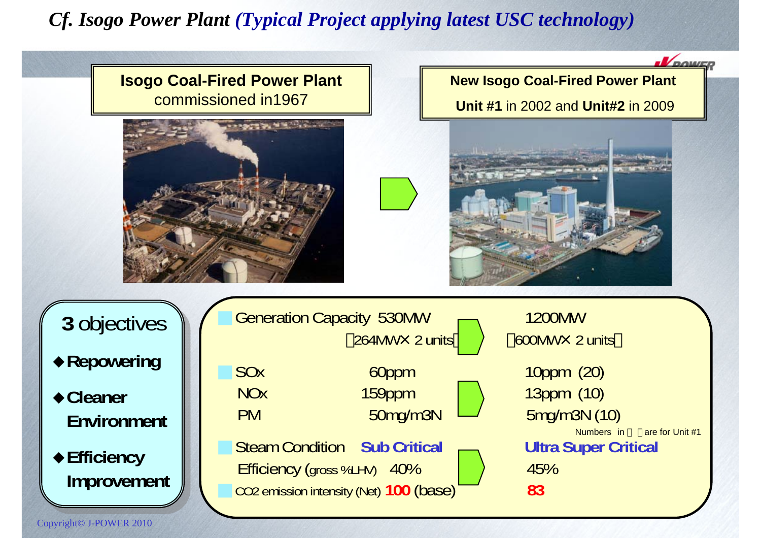# *Cf. Isogo Power Plant (Typical Project applying latest USC technology)*

**Isogo Coal-Fired Power Plant** commissioned in1967

**New Isogo Coal-Fired Power Plant**

**Unit #1** in 2002 and **Unit#2** in 2009

**3** objectives

- **Repowering**
- **Cleaner Environment**
- **Efficiency Improvement**

| | Isogo (1967) | New Isogo |
|---|---|---|
| Generation Capacity | 530MW (264MW× 2 units) | 1200MW (600MW× 2 units) |
| SOx | 60ppm | 10ppm (20) |
| NOx | 159ppm | 13ppm (10) |
| PM | 50mg/m3N | 5mg/m3N (10) |
| Steam Condition | **Sub Critical** | **Ultra Super Critical** |
| Efficiency (gross %LHV) | 40% | 45% |
| $CO_2$ emission intensity (Net) | **100** (base) | **83** |

Numbers in ( ) are for Unit #1

Copyright© J-POWER 2010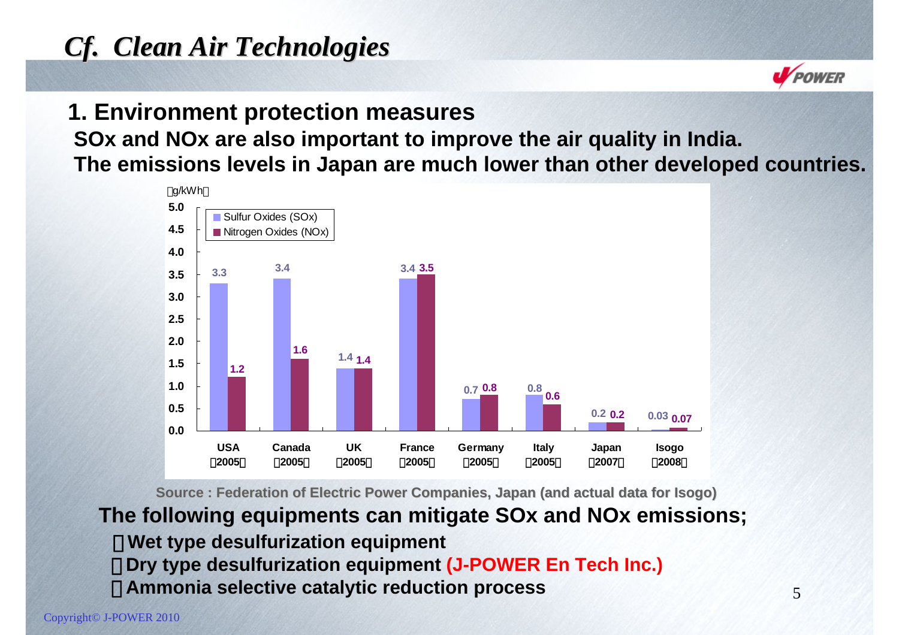# *Cf. Clean Air Technologies*

## 1. Environment protection measures

**SOx and NOx are also important to improve the air quality in India.**
**The emissions levels in Japan are much lower than other developed countries.**

(g/kWh)

| Country (Year) | Sulfur Oxides (SOx) | Nitrogen Oxides (NOx) |
|---|---|---|
| USA (2005) | 3.3 | 1.2 |
| Canada (2005) | 3.4 | 1.6 |
| UK (2005) | 1.4 | 1.4 |
| France (2005) | 3.4 | 3.5 |
| Germany (2005) | 0.7 | 0.8 |
| Italy (2005) | 0.8 | 0.6 |
| Japan (2007) | 0.2 | 0.2 |
| Isogo (2008) | 0.03 | 0.07 |

Source : Federation of Electric Power Companies, Japan (and actual data for Isogo)

**The following equipments can mitigate SOx and NOx emissions;**

- **Wet type desulfurization equipment**
- **Dry type desulfurization equipment (J-POWER En Tech Inc.)**
- **Ammonia selective catalytic reduction process**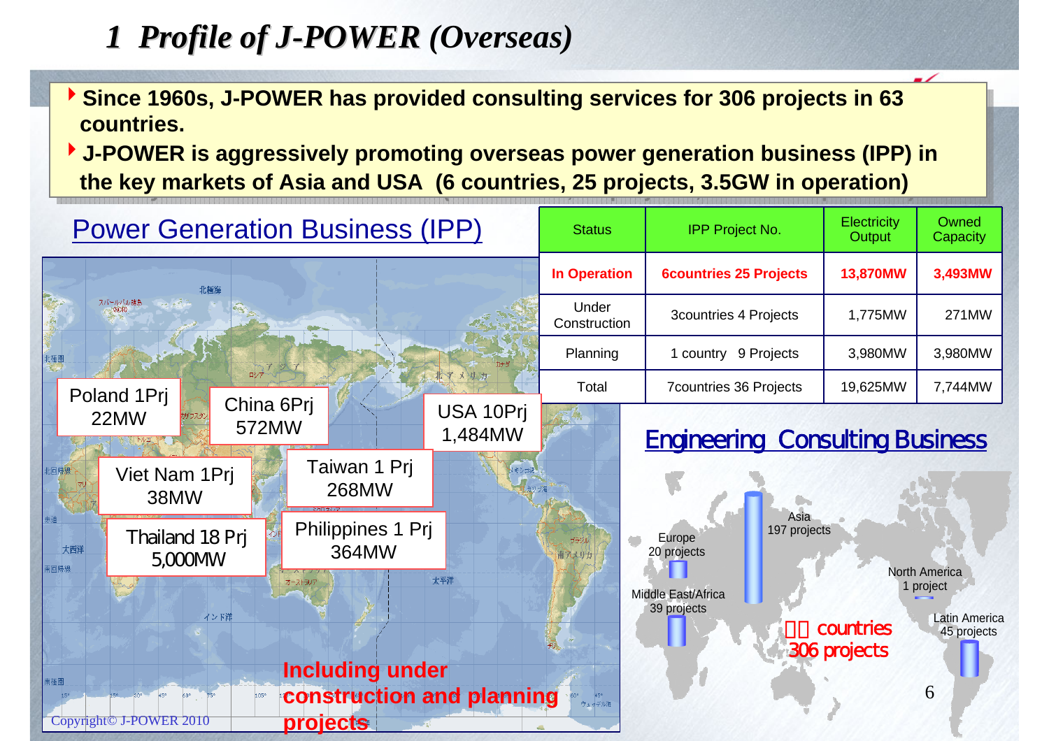# 1 Profile of J-POWER (Overseas)

- Since 1960s, J-POWER has provided consulting services for 306 projects in 63 countries.
- J-POWER is aggressively promoting overseas power generation business (IPP) in the key markets of Asia and USA (6 countries, 25 projects, 3.5GW in operation)

## Power Generation Business (IPP)

| Status | IPP Project No. | Electricity Output | Owned Capacity |
|---|---|---|---|
| **In Operation** | **6countries 25 Projects** | **13,870MW** | **3,493MW** |
| Under Construction | 3countries 4 Projects | 1,775MW | 271MW |
| Planning | 1 country 9 Projects | 3,980MW | 3,980MW |
| Total | 7countries 36 Projects | 19,625MW | 7,744MW |

- Poland 1Prj 22MW
- China 6Prj 572MW
- USA 10Prj 1,484MW
- Viet Nam 1Prj 38MW
- Taiwan 1 Prj 268MW
- Thailand 18 Prj 5,000MW
- Philippines 1 Prj 364MW

**Including under construction and planning projects**

## Engineering Consulting Business

- Asia 197 projects
- Europe 20 projects
- Middle East/Africa 39 projects
- North America 1 project
- Latin America 45 projects

□□ countries 306 projects

Copyright© J-POWER 2010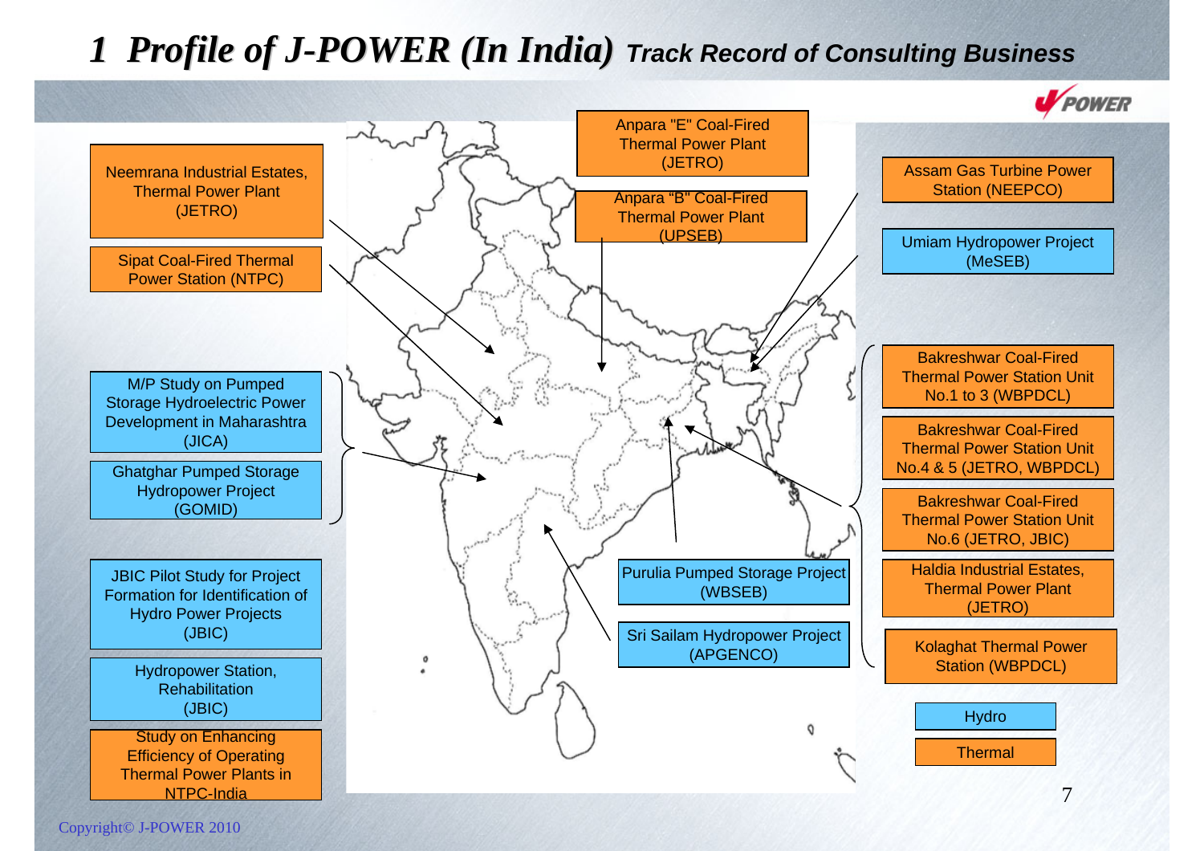# 1 Profile of J-POWER (In India) *Track Record of Consulting Business*

- Neemrana Industrial Estates, Thermal Power Plant (JETRO)
- Sipat Coal-Fired Thermal Power Station (NTPC)
- M/P Study on Pumped Storage Hydroelectric Power Development in Maharashtra (JICA)
- Ghatghar Pumped Storage Hydropower Project (GOMID)
- JBIC Pilot Study for Project Formation for Identification of Hydro Power Projects (JBIC)
- Hydropower Station, Rehabilitation (JBIC)
- Study on Enhancing Efficiency of Operating Thermal Power Plants in NTPC-India
- Anpara "E" Coal-Fired Thermal Power Plant (JETRO)
- Anpara "B" Coal-Fired Thermal Power Plant (UPSEB)
- Purulia Pumped Storage Project (WBSEB)
- Sri Sailam Hydropower Project (APGENCO)
- Assam Gas Turbine Power Station (NEEPCO)
- Umiam Hydropower Project (MeSEB)
- Bakreshwar Coal-Fired Thermal Power Station Unit No.1 to 3 (WBPDCL)
- Bakreshwar Coal-Fired Thermal Power Station Unit No.4 & 5 (JETRO, WBPDCL)
- Bakreshwar Coal-Fired Thermal Power Station Unit No.6 (JETRO, JBIC)
- Haldia Industrial Estates, Thermal Power Plant (JETRO)
- Kolaghat Thermal Power Station (WBPDCL)

Legend: Hydro / Thermal

Copyright© J-POWER 2010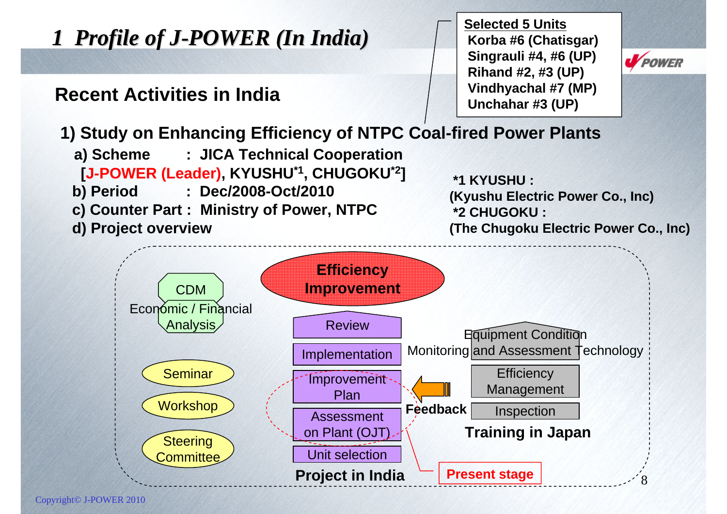# 1 Profile of J-POWER (In India)

## Recent Activities in India

**Selected 5 Units**
- Korba #6 (Chatisgar)
- Singrauli #4, #6 (UP)
- Rihand #2, #3 (UP)
- Vindhyachal #7 (MP)
- Unchahar #3 (UP)

### 1) Study on Enhancing Efficiency of NTPC Coal-fired Power Plants

- **a) Scheme : JICA Technical Cooperation**
  **[J-POWER (Leader), KYUSHU[*1], CHUGOKU[*2]]**
- **b) Period : Dec/2008-Oct/2010**
- **c) Counter Part : Ministry of Power, NTPC**
- **d) Project overview**

**\*1 KYUSHU : (Kyushu Electric Power Co., Inc)**
**\*2 CHUGOKU : (The Chugoku Electric Power Co., Inc)**

**Efficiency Improvement**

CDM

Economic / Financial Analysis

Seminar

Workshop

Steering Committee

**Project in India:**
- Review
- Implementation
- Improvement Plan
- Assessment on Plant (OJT)
- Unit selection

**Present stage**

**Feedback**

**Training in Japan:**
- Equipment Condition Monitoring and Assessment Technology
- Efficiency Management
- Inspection

Copyright© J-POWER 2010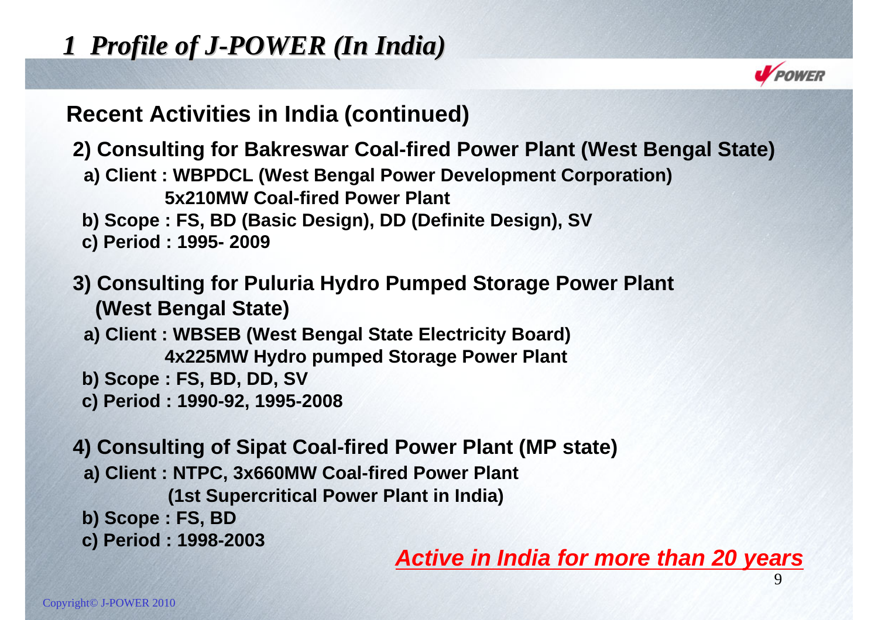# *1 Profile of J-POWER (In India)*

## Recent Activities in India (continued)

**2) Consulting for Bakreswar Coal-fired Power Plant (West Bengal State)**

- **a) Client : WBPDCL (West Bengal Power Development Corporation)**
  **5x210MW Coal-fired Power Plant**
- **b) Scope : FS, BD (Basic Design), DD (Definite Design), SV**
- **c) Period : 1995- 2009**

**3) Consulting for Puluria Hydro Pumped Storage Power Plant (West Bengal State)**

- **a) Client : WBSEB (West Bengal State Electricity Board)**
  **4x225MW Hydro pumped Storage Power Plant**
- **b) Scope : FS, BD, DD, SV**
- **c) Period : 1990-92, 1995-2008**

**4) Consulting of Sipat Coal-fired Power Plant (MP state)**

- **a) Client : NTPC, 3x660MW Coal-fired Power Plant**
  **(1st Supercritical Power Plant in India)**
- **b) Scope : FS, BD**
- **c) Period : 1998-2003**

***Active in India for more than 20 years***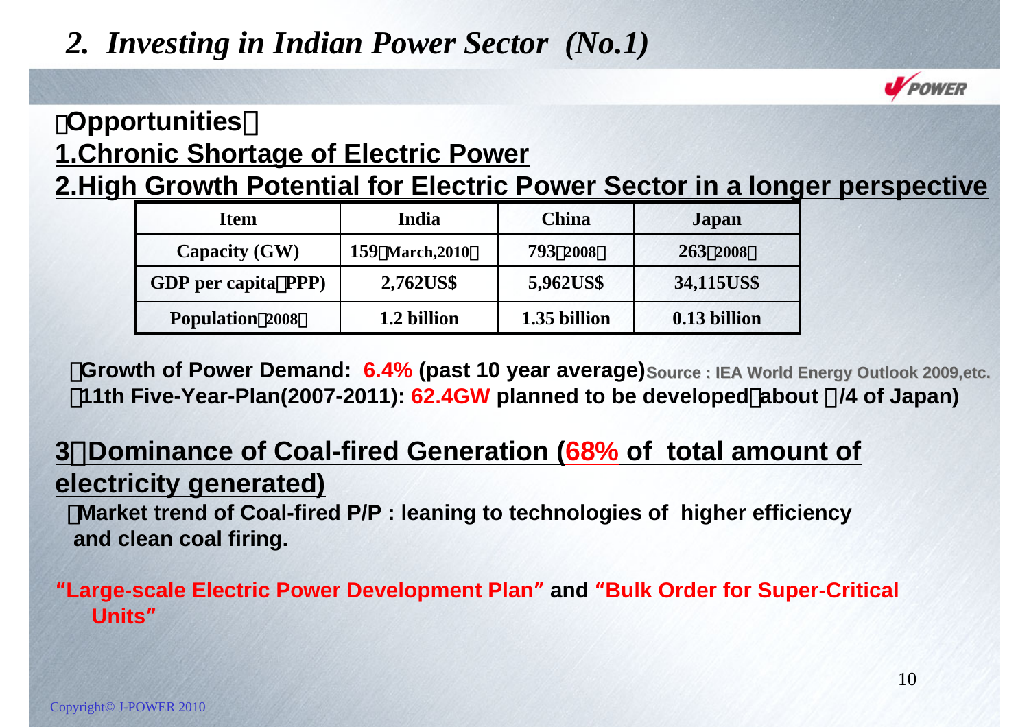# 2. Investing in Indian Power Sector (No.1)

**【Opportunities】**

**1.Chronic Shortage of Electric Power**

**2.High Growth Potential for Electric Power Sector in a longer perspective**

| Item | India | China | Japan |
|---|---|---|---|
| Capacity (GW) | 159（March,2010） | 793（2008） | 263（2008） |
| GDP per capita（PPP) | 2,762US$ | 5,962US$ | 34,115US$ |
| Population（2008） | 1.2 billion | 1.35 billion | 0.13 billion |

・**Growth of Power Demand: 6.4% (past 10 year average)** Source : IEA World Energy Outlook 2009,etc.
・**11th Five-Year-Plan(2007-2011): 62.4GW planned to be developed（about 1/4 of Japan)**

**3．Dominance of Coal-fired Generation (68% of total amount of electricity generated)**

・**Market trend of Coal-fired P/P : leaning to technologies of higher efficiency and clean coal firing.**

**"Large-scale Electric Power Development Plan" and "Bulk Order for Super-Critical Units"**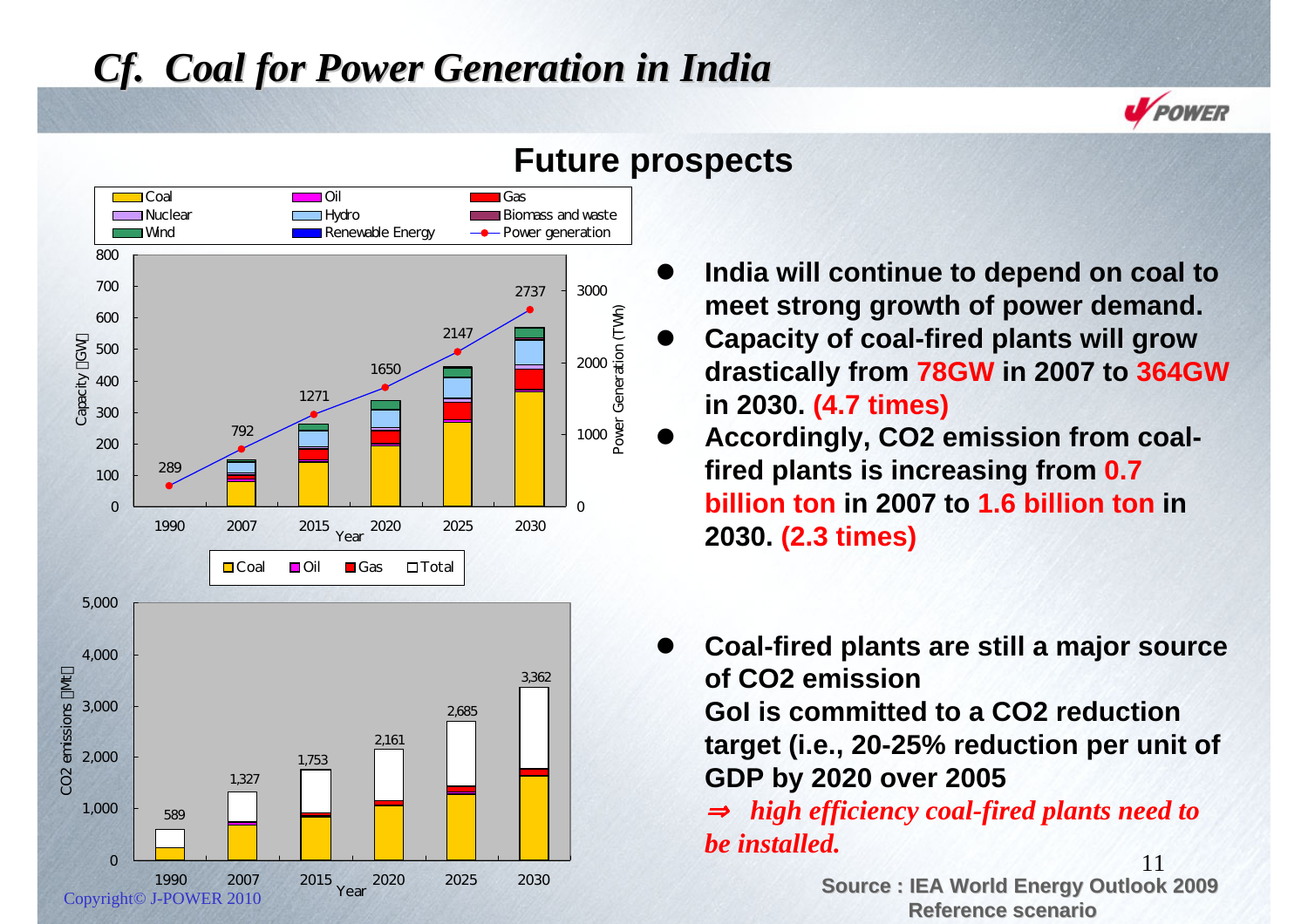# Cf. Coal for Power Generation in India

## Future prospects

Coal / Oil / Gas / Nuclear / Hydro / Biomass and waste / Wind / Renewable Energy / Power generation

Capacity [GW] — Power Generation (TWh)

| Year | 1990 | 2007 | 2015 | 2020 | 2025 | 2030 |
|---|---|---|---|---|---|---|
| Power generation (TWh) | 289 | 792 | 1271 | 1650 | 2147 | 2737 |

Coal / Oil / Gas / Total

CO2 emissions [Mt]

| Year | 1990 | 2007 | 2015 | 2020 | 2025 | 2030 |
|---|---|---|---|---|---|---|
| Total | 589 | 1,327 | 1,753 | 2,161 | 2,685 | 3,362 |

- **India will continue to depend on coal to meet strong growth of power demand.**
- **Capacity of coal-fired plants will grow drastically from 78GW in 2007 to 364GW in 2030. (4.7 times)**
- **Accordingly, $CO_2$ emission from coal-fired plants is increasing from 0.7 billion ton in 2007 to 1.6 billion ton in 2030. (2.3 times)**

- **Coal-fired plants are still a major source of $CO_2$ emission**
  **GoI is committed to a $CO_2$ reduction target (i.e., 20-25% reduction per unit of GDP by 2020 over 2005**
  ***⇒ high efficiency coal-fired plants need to be installed.***

**Source : IEA World Energy Outlook 2009 Reference scenario**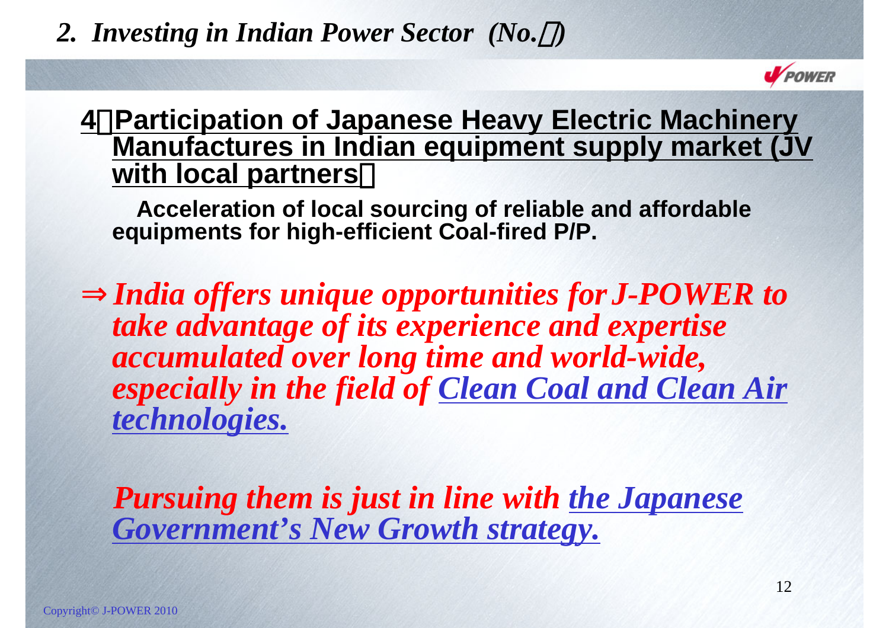## 2. Investing in Indian Power Sector (No.)

**4 Participation of Japanese Heavy Electric Machinery Manufactures in Indian equipment supply market (JV with local partners)**

**Acceleration of local sourcing of reliable and affordable equipments for high-efficient Coal-fired P/P.**

⇒ ***India offers unique opportunities for J-POWER to take advantage of its experience and expertise accumulated over long time and world-wide, especially in the field of Clean Coal and Clean Air technologies.***

***Pursuing them is just in line with the Japanese Government's New Growth strategy.***

Copyright© J-POWER 2010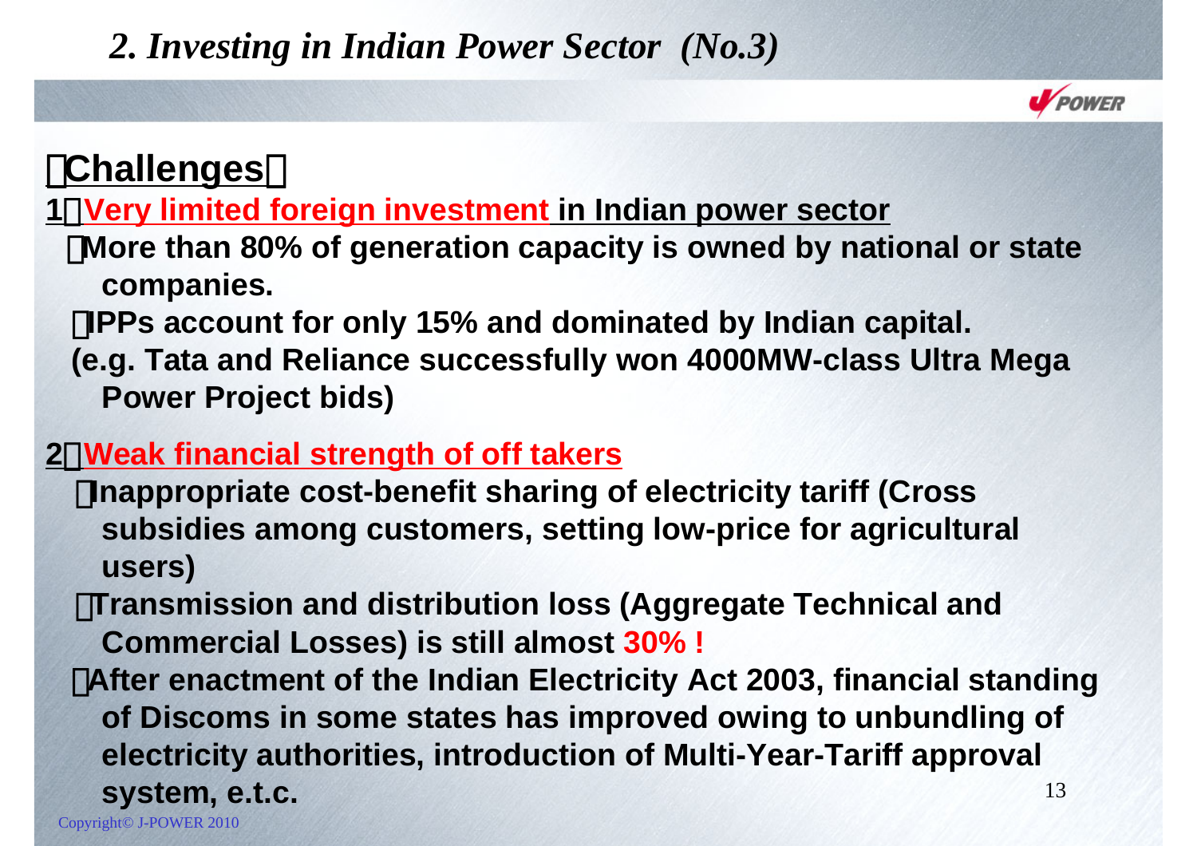## *2. Investing in Indian Power Sector (No.3)*

### 【Challenges】

**1．Very limited foreign investment in Indian power sector**

- **More than 80% of generation capacity is owned by national or state companies.**
- **IPPs account for only 15% and dominated by Indian capital. (e.g. Tata and Reliance successfully won 4000MW-class Ultra Mega Power Project bids)**

**2．Weak financial strength of off takers**

- **Inappropriate cost-benefit sharing of electricity tariff (Cross subsidies among customers, setting low-price for agricultural users)**
- **Transmission and distribution loss (Aggregate Technical and Commercial Losses) is still almost 30% !**
- **After enactment of the Indian Electricity Act 2003, financial standing of Discoms in some states has improved owing to unbundling of electricity authorities, introduction of Multi-Year-Tariff approval system, e.t.c.**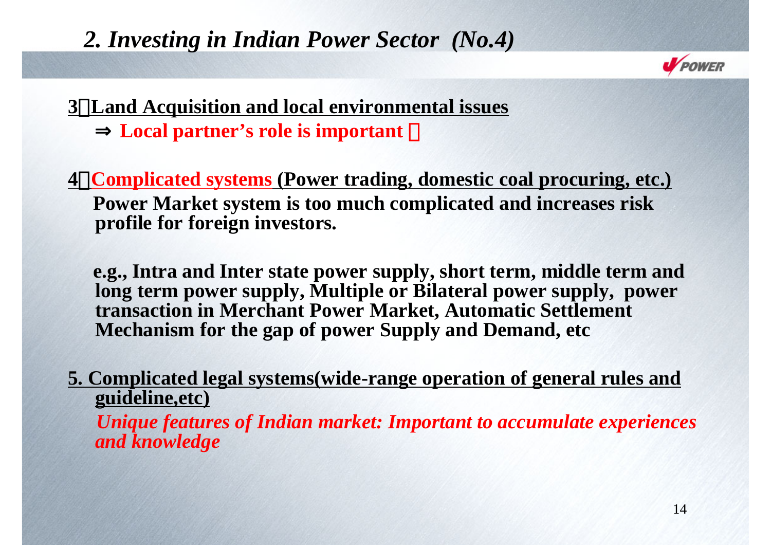## 2. Investing in Indian Power Sector (No.4)

**3．Land Acquisition and local environmental issues**

⇒ **Local partner's role is important！**

**4．Complicated systems (Power trading, domestic coal procuring, etc.)**

**Power Market system is too much complicated and increases risk profile for foreign investors.**

**e.g., Intra and Inter state power supply, short term, middle term and long term power supply, Multiple or Bilateral power supply, power transaction in Merchant Power Market, Automatic Settlement Mechanism for the gap of power Supply and Demand, etc**

**5. Complicated legal systems(wide-range operation of general rules and guideline,etc)**

***Unique features of Indian market: Important to accumulate experiences and knowledge***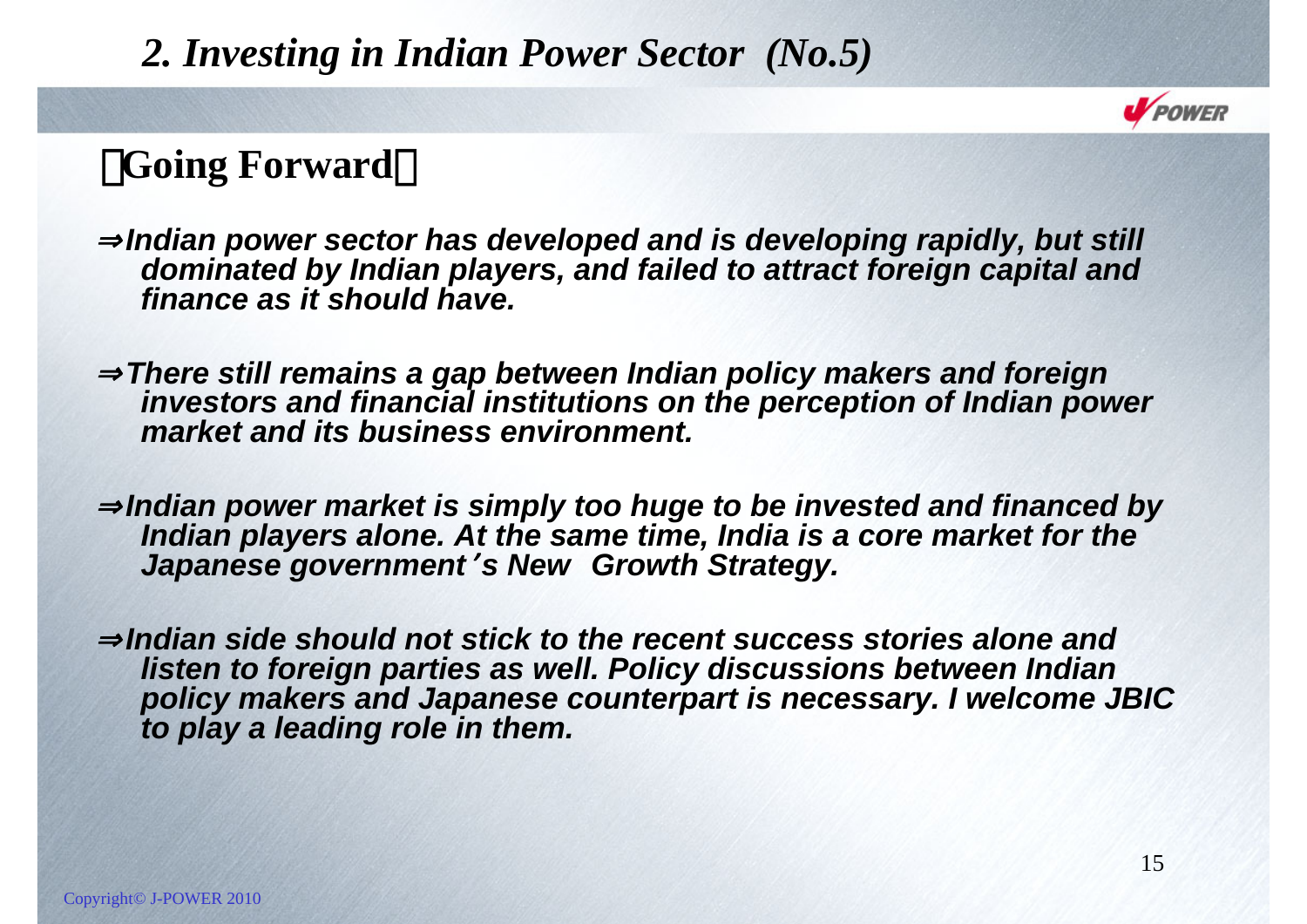# *2. Investing in Indian Power Sector (No.5)*

## 【Going Forward】

*⇒Indian power sector has developed and is developing rapidly, but still dominated by Indian players, and failed to attract foreign capital and finance as it should have.*

*⇒There still remains a gap between Indian policy makers and foreign investors and financial institutions on the perception of Indian power market and its business environment.*

*⇒Indian power market is simply too huge to be invested and financed by Indian players alone. At the same time, India is a core market for the Japanese government's New Growth Strategy.*

*⇒Indian side should not stick to the recent success stories alone and listen to foreign parties as well. Policy discussions between Indian policy makers and Japanese counterpart is necessary. I welcome JBIC to play a leading role in them.*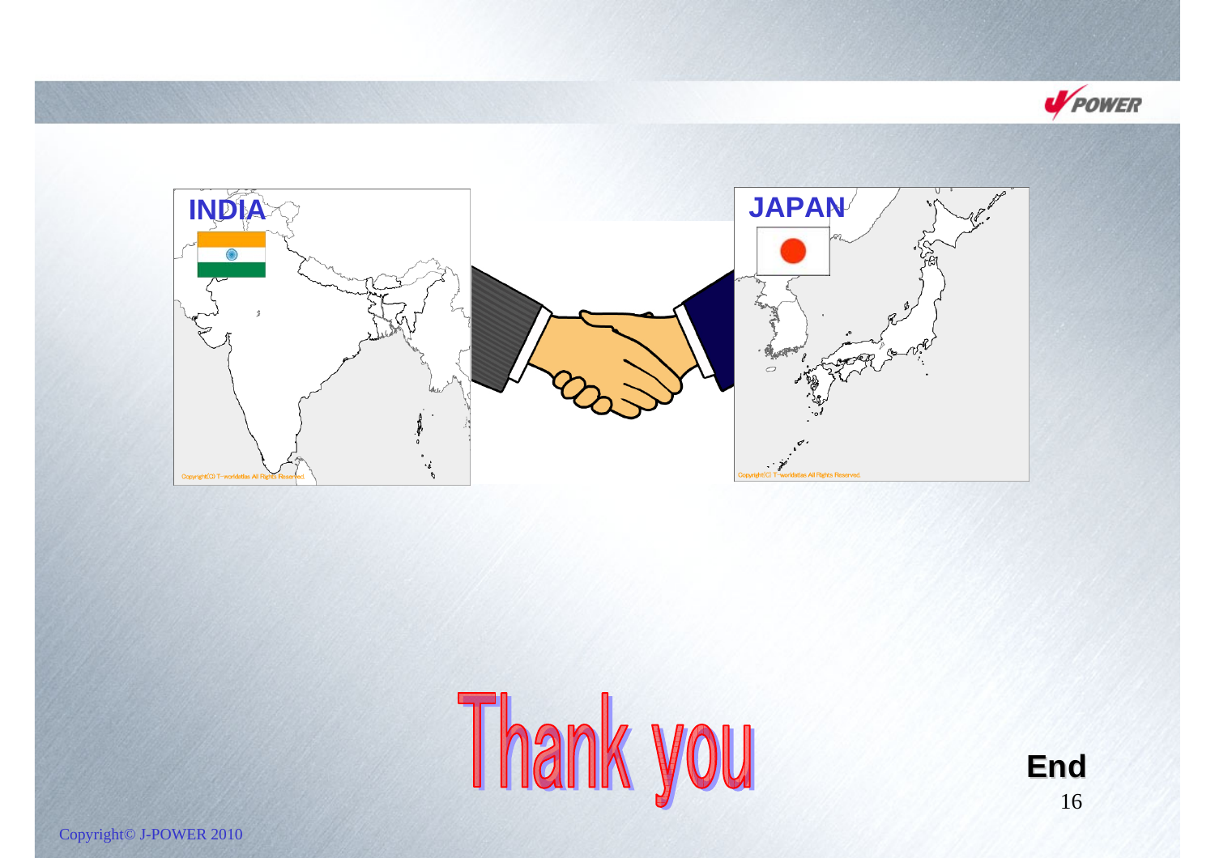INDIA

JAPAN

Thank you

End